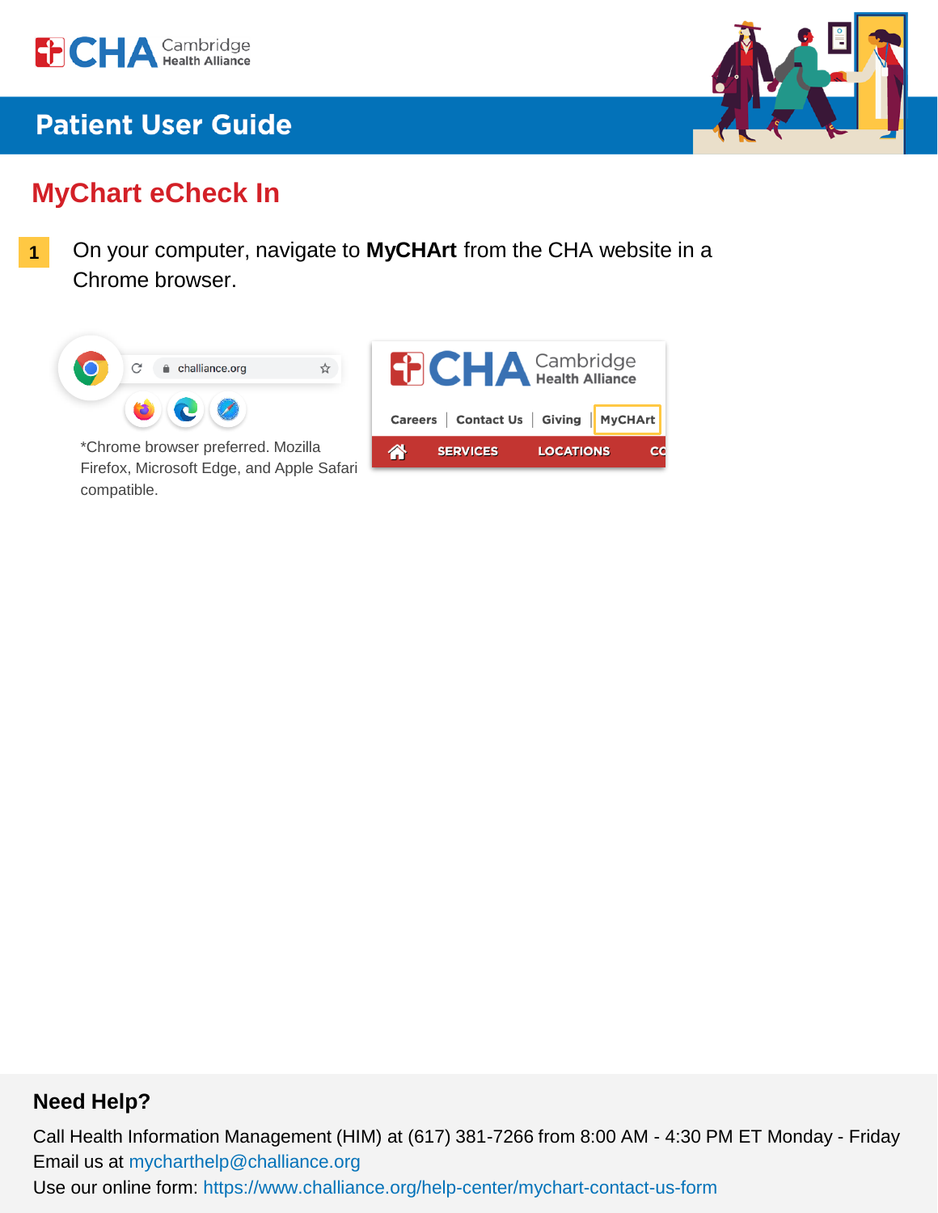# Patient User Guide

## MyChart eCheck In

**1** On your computer, navigate to **MyCHArt** from the CHA website in a Chrome browser.

*Chrome browser preferred. Mozilla Firefox, Microsoft Edge, and Apple Safari compatible.

### Need Help?

Call Health Information Management (HIM) at (617) 381-7266 from 8:00 AM - 4:30 PM ET Monday - Friday
Email us at mycharthelp@challiance.org
Use our online form: https://www.challiance.org/help-center/mychart-contact-us-form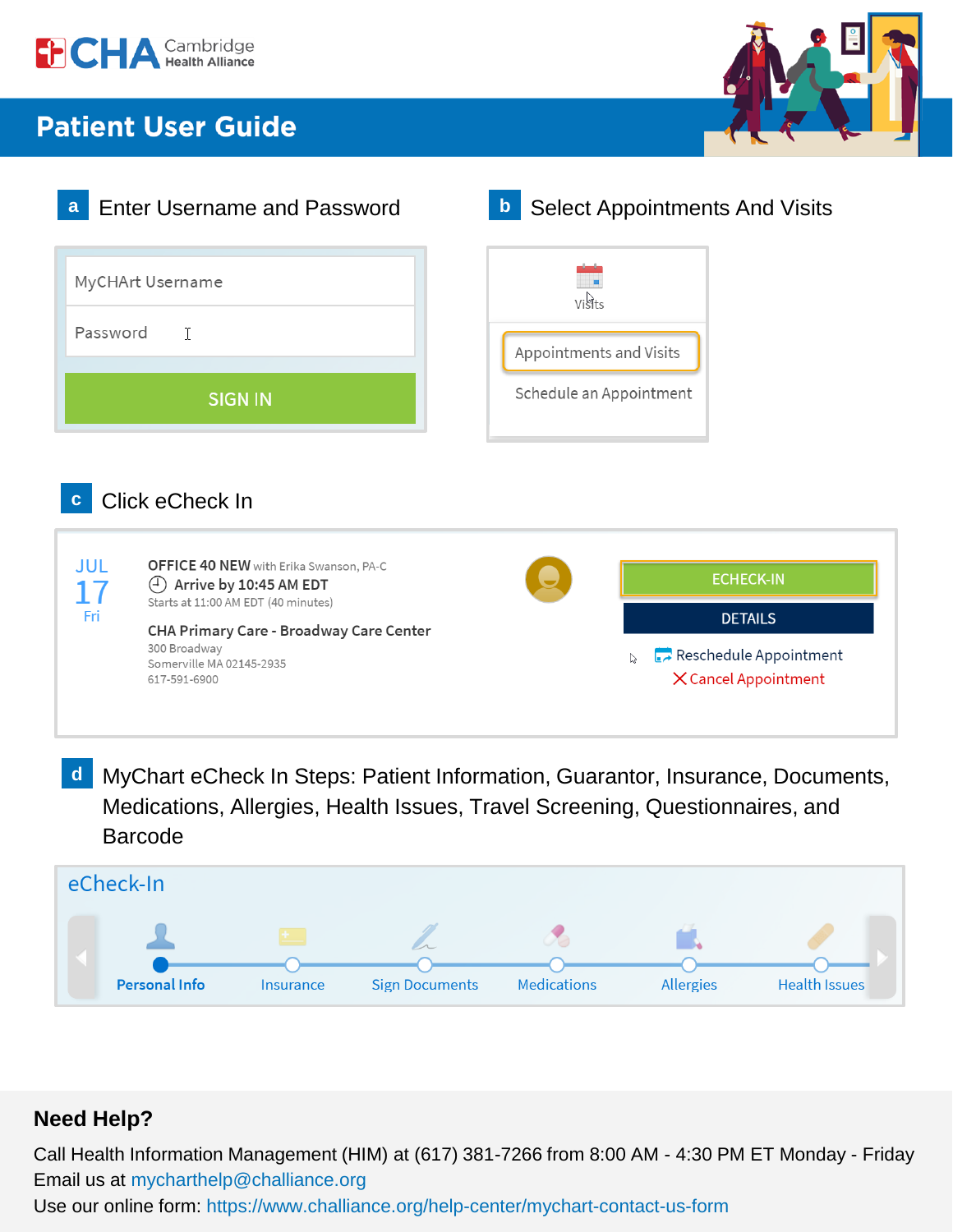CHA Cambridge Health Alliance

# Patient User Guide

## a Enter Username and Password

MyCHArt Username

Password

SIGN IN

## b Select Appointments And Visits

Visits

Appointments and Visits

Schedule an Appointment

## c Click eCheck In

JUL 17 Fri

**OFFICE 40 NEW** with Erika Swanson, PA-C

Arrive by 10:45 AM EDT

Starts at 11:00 AM EDT (40 minutes)

**CHA Primary Care - Broadway Care Center**

300 Broadway

Somerville MA 02145-2935

617-591-6900

ECHECK-IN

DETAILS

Reschedule Appointment

Cancel Appointment

## d MyChart eCheck In Steps: Patient Information, Guarantor, Insurance, Documents, Medications, Allergies, Health Issues, Travel Screening, Questionnaires, and Barcode

eCheck-In

Personal Info — Insurance — Sign Documents — Medications — Allergies — Health Issues

### Need Help?

Call Health Information Management (HIM) at (617) 381-7266 from 8:00 AM - 4:30 PM ET Monday - Friday

Email us at mycharthelp@challiance.org

Use our online form: https://www.challiance.org/help-center/mychart-contact-us-form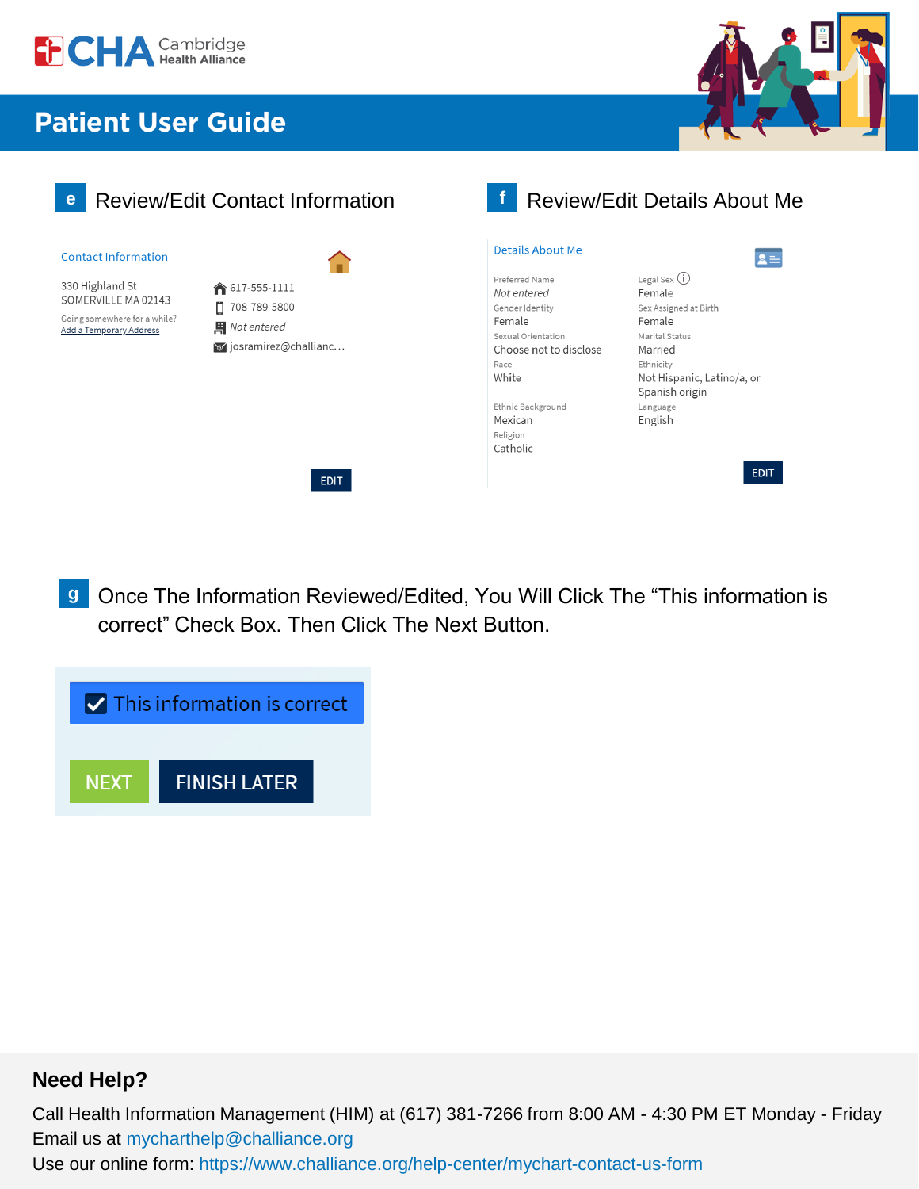# Patient User Guide

## e Review/Edit Contact Information

**Contact Information**

330 Highland St
SOMERVILLE MA 02143

Going somewhere for a while?
Add a Temporary Address

617-555-1111
708-789-5800
*Not entered*
josramirez@challianc…

EDIT

## f Review/Edit Details About Me

**Details About Me**

| | |
|---|---|
| Preferred Name: *Not entered* | Legal Sex: Female |
| Gender Identity: Female | Sex Assigned at Birth: Female |
| Sexual Orientation: Choose not to disclose | Marital Status: Married |
| Race: White | Ethnicity: Not Hispanic, Latino/a, or Spanish origin |
| Ethnic Background: Mexican | Language: English |
| Religion: Catholic | |

EDIT

## g Once The Information Reviewed/Edited, You Will Click The "This information is correct" Check Box. Then Click The Next Button.

☑ This information is correct

NEXT | FINISH LATER

### Need Help?

Call Health Information Management (HIM) at (617) 381-7266 from 8:00 AM - 4:30 PM ET Monday - Friday
Email us at mycharthelp@challiance.org
Use our online form: https://www.challiance.org/help-center/mychart-contact-us-form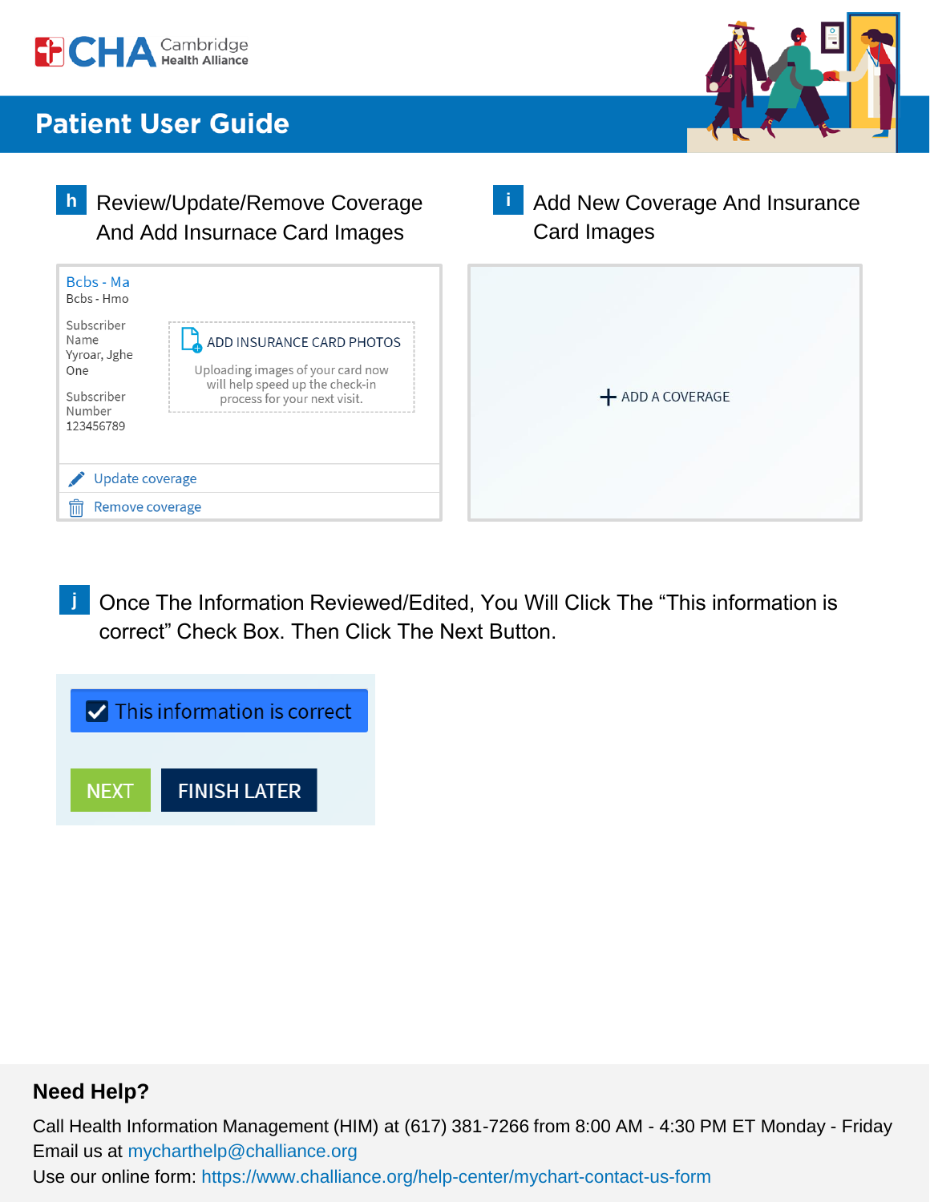# Patient User Guide

**h** Review/Update/Remove Coverage And Add Insurance Card Images

Bcbs - Ma
Bcbs - Hmo

Subscriber Name
Yyroar, Jghe One

Subscriber Number
123456789

ADD INSURANCE CARD PHOTOS

Uploading images of your card now will help speed up the check-in process for your next visit.

Update coverage

Remove coverage

**i** Add New Coverage And Insurance Card Images

+ ADD A COVERAGE

**j** Once The Information Reviewed/Edited, You Will Click The "This information is correct" Check Box. Then Click The Next Button.

☑ This information is correct

NEXT   FINISH LATER

## Need Help?

Call Health Information Management (HIM) at (617) 381-7266 from 8:00 AM - 4:30 PM ET Monday - Friday
Email us at mycharthelp@challiance.org
Use our online form: https://www.challiance.org/help-center/mychart-contact-us-form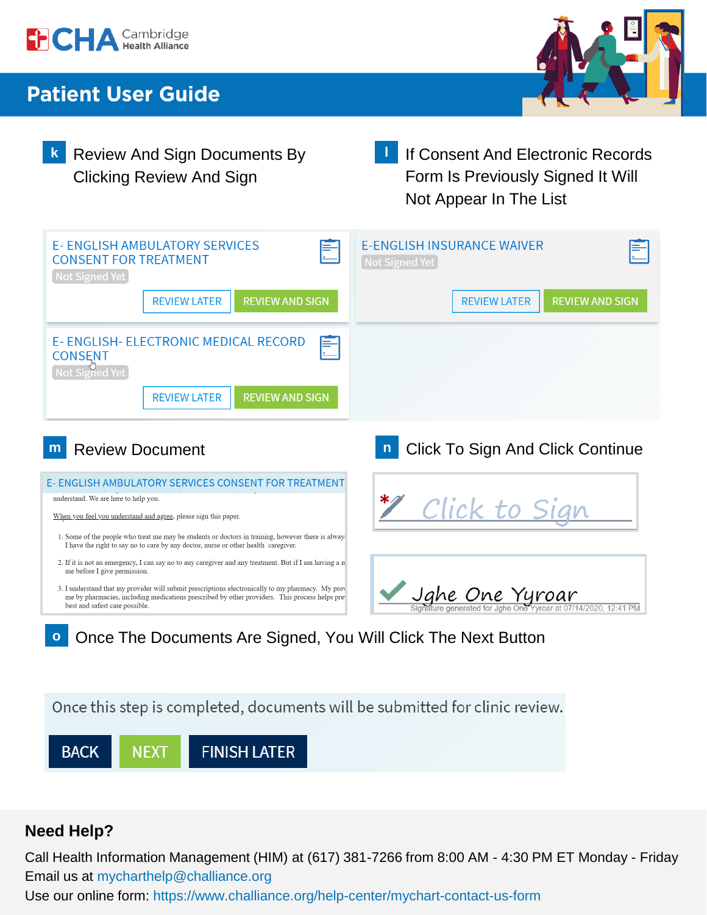# Patient User Guide

**k** Review And Sign Documents By Clicking Review And Sign

**l** If Consent And Electronic Records Form Is Previously Signed It Will Not Appear In The List

E- ENGLISH AMBULATORY SERVICES CONSENT FOR TREATMENT
Not Signed Yet
REVIEW LATER | REVIEW AND SIGN

E-ENGLISH INSURANCE WAIVER
Not Signed Yet
REVIEW LATER | REVIEW AND SIGN

E- ENGLISH- ELECTRONIC MEDICAL RECORD CONSENT
Not Signed Yet
REVIEW LATER | REVIEW AND SIGN

**m** Review Document

E- ENGLISH AMBULATORY SERVICES CONSENT FOR TREATMENT

understand. We are here to help you.

When you feel you understand and agree, please sign this paper.

1. Some of the people who treat me may be students or doctors in training, however there is alway I have the right to say no to care by any doctor, nurse or other health caregiver.
2. If it is not an emergency, I can say no to any caregiver and any treatment. But if I am having a n me before I give permission.
3. I understand that my provider will submit prescriptions electronically to my pharmacy. My prov me by pharmacies, including medications prescribed by other providers. This process helps pre best and safest care possible.

**n** Click To Sign And Click Continue

* Click to Sign

Jghe One Yyroar
Signature generated for Jghe One Yyroar at 07/14/2020, 12:41 PM

**o** Once The Documents Are Signed, You Will Click The Next Button

Once this step is completed, documents will be submitted for clinic review.

BACK | NEXT | FINISH LATER

## Need Help?

Call Health Information Management (HIM) at (617) 381-7266 from 8:00 AM - 4:30 PM ET Monday - Friday
Email us at mycharthelp@challiance.org
Use our online form: https://www.challiance.org/help-center/mychart-contact-us-form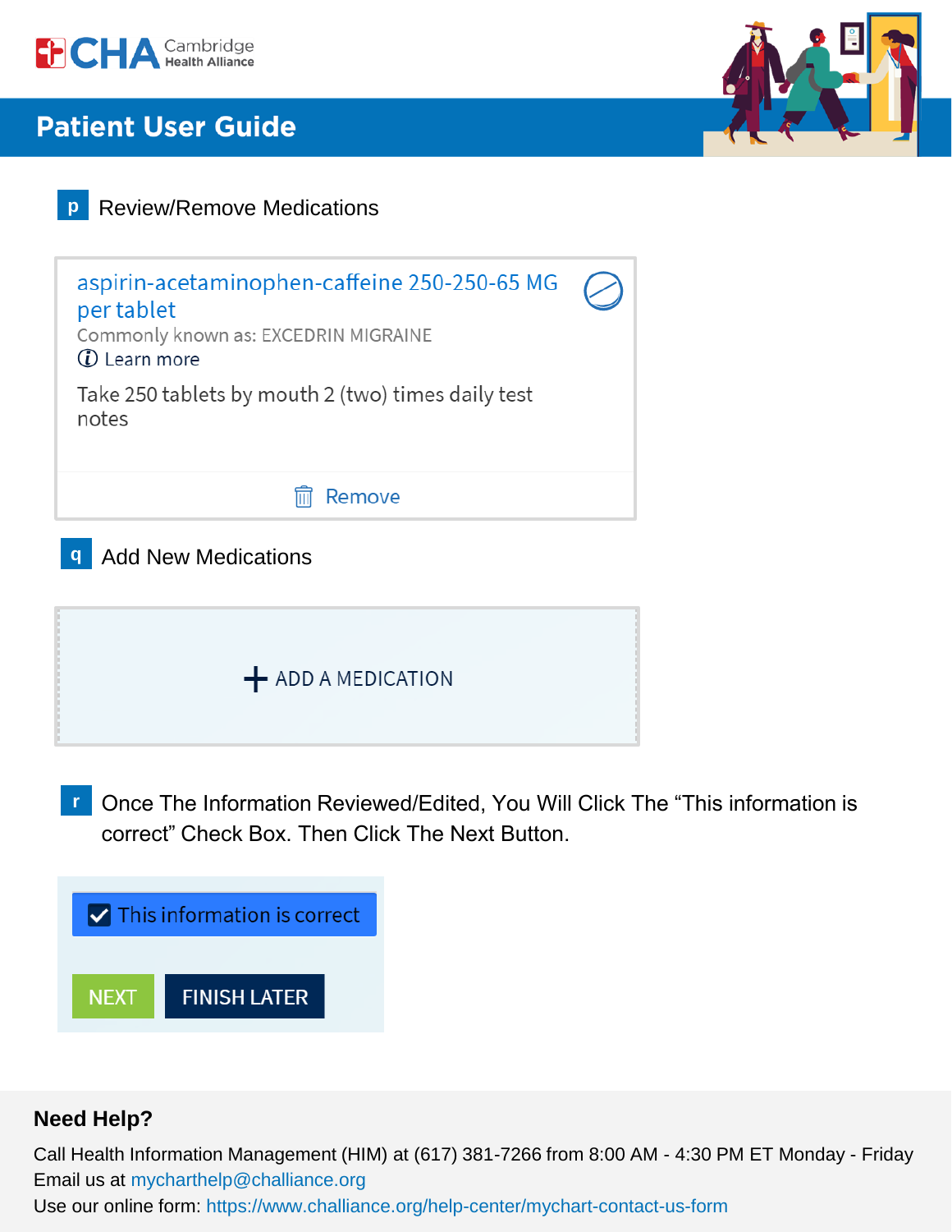**p** Review/Remove Medications

aspirin-acetaminophen-caffeine 250-250-65 MG per tablet
Commonly known as: EXCEDRIN MIGRAINE
ⓘ Learn more

Take 250 tablets by mouth 2 (two) times daily test notes

Remove

**q** Add New Medications

+ ADD A MEDICATION

**r** Once The Information Reviewed/Edited, You Will Click The "This information is correct" Check Box. Then Click The Next Button.

☑ This information is correct

NEXT | FINISH LATER

## Need Help?

Call Health Information Management (HIM) at (617) 381-7266 from 8:00 AM - 4:30 PM ET Monday - Friday
Email us at mycharthelp@challiance.org
Use our online form: https://www.challiance.org/help-center/mychart-contact-us-form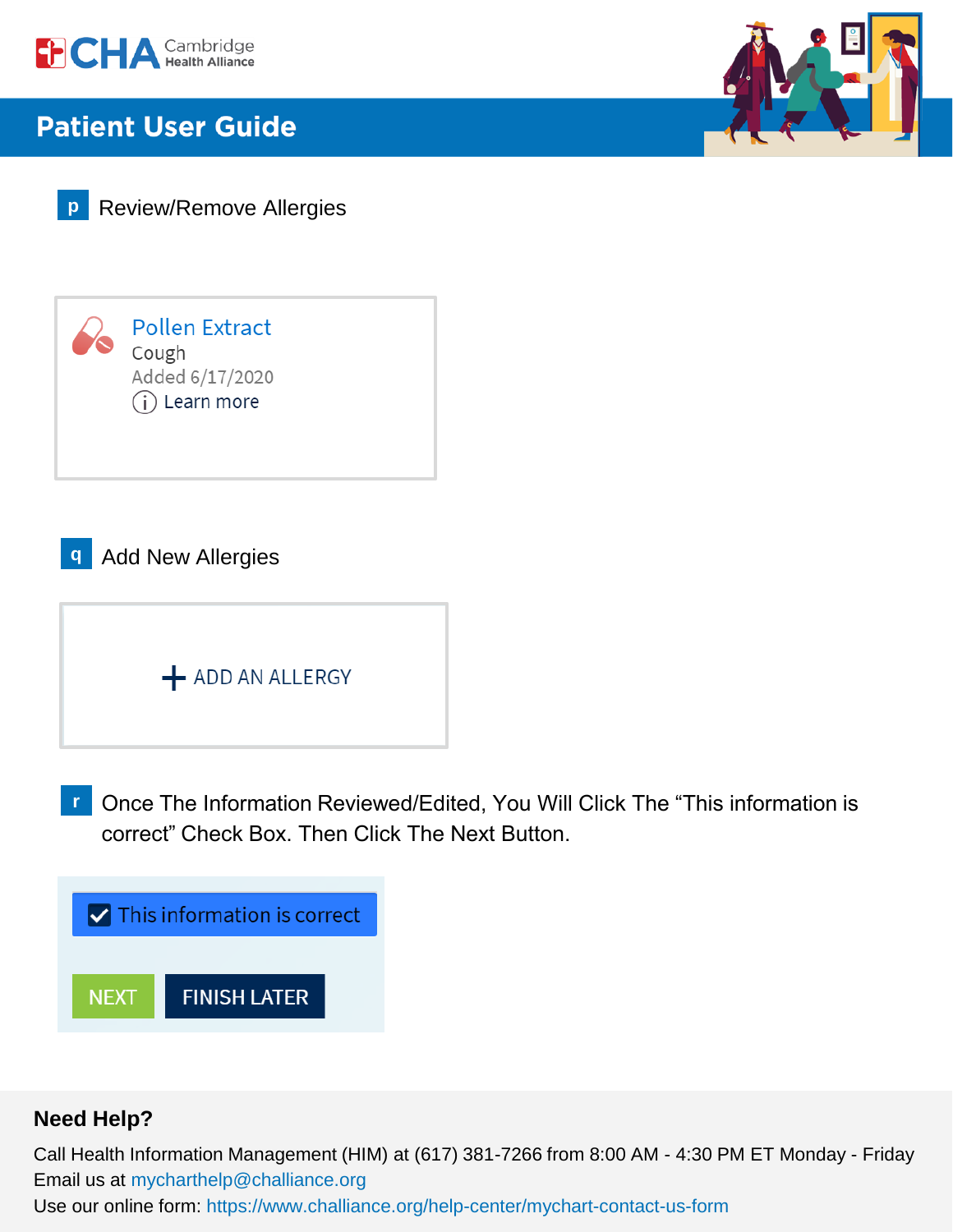# Patient User Guide

**p** Review/Remove Allergies

Pollen Extract
Cough
Added 6/17/2020
Learn more

**q** Add New Allergies

+ ADD AN ALLERGY

**r** Once The Information Reviewed/Edited, You Will Click The “This information is correct” Check Box. Then Click The Next Button.

This information is correct

NEXT FINISH LATER

## Need Help?

Call Health Information Management (HIM) at (617) 381-7266 from 8:00 AM - 4:30 PM ET Monday - Friday
Email us at mycharthelp@challiance.org
Use our online form: https://www.challiance.org/help-center/mychart-contact-us-form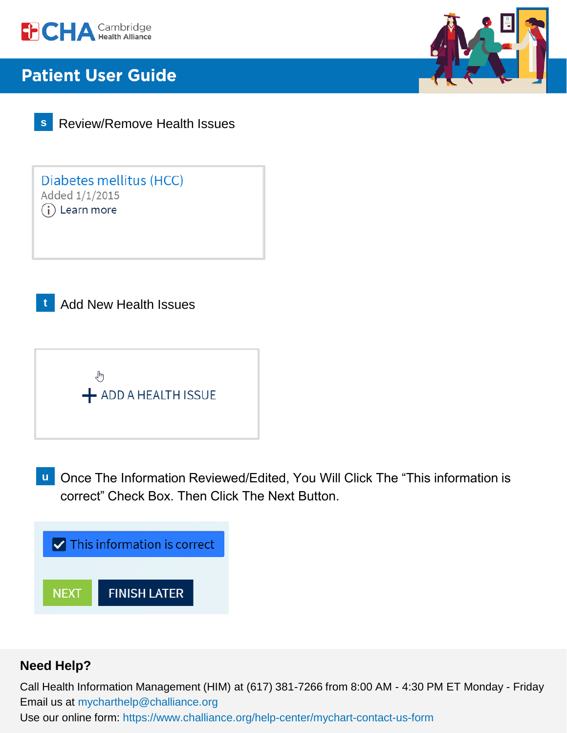s Review/Remove Health Issues

Diabetes mellitus (HCC)
Added 1/1/2015
Learn more

t Add New Health Issues

+ ADD A HEALTH ISSUE

u Once The Information Reviewed/Edited, You Will Click The “This information is correct” Check Box. Then Click The Next Button.

This information is correct

NEXT FINISH LATER

**Need Help?**

Call Health Information Management (HIM) at (617) 381-7266 from 8:00 AM - 4:30 PM ET Monday - Friday
Email us at mycharthelp@challiance.org
Use our online form: https://www.challiance.org/help-center/mychart-contact-us-form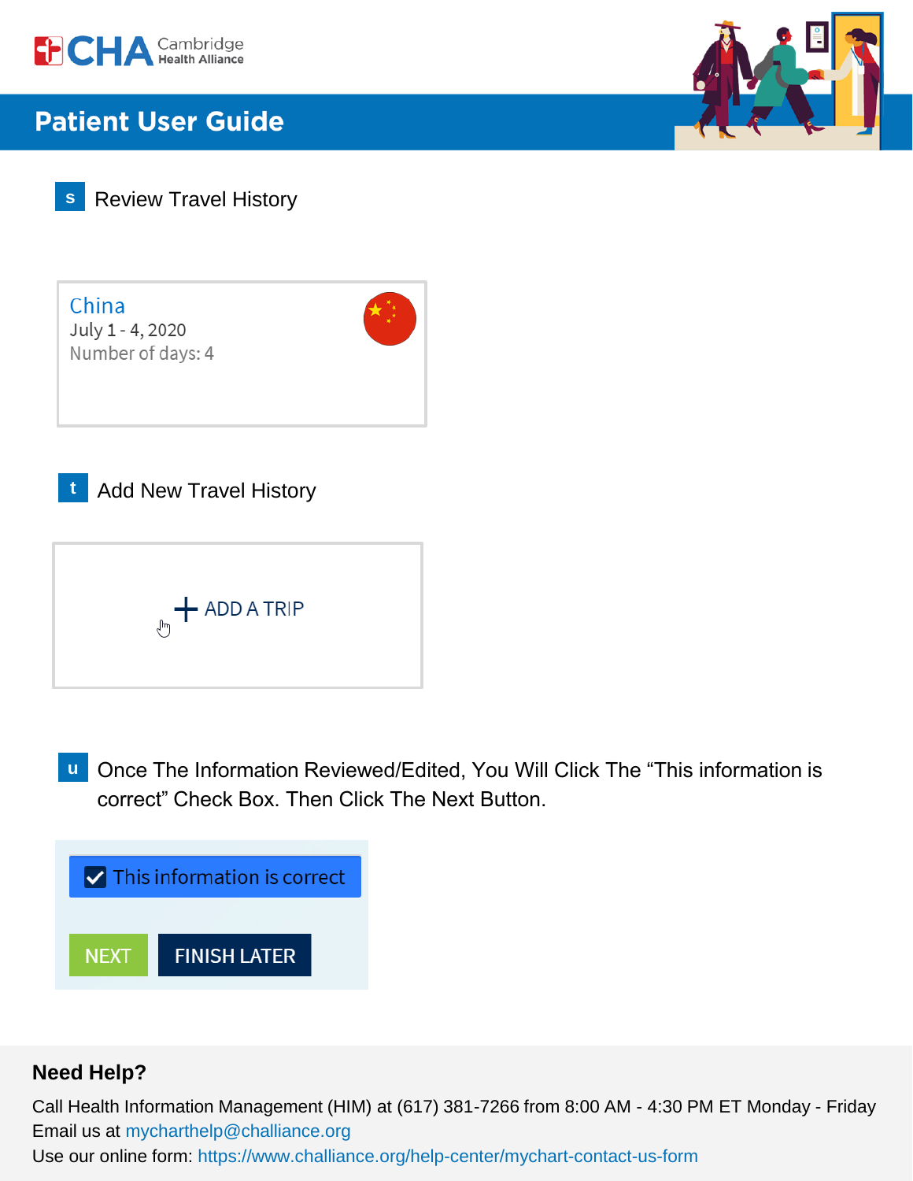# Patient User Guide

**s** Review Travel History

China
July 1 - 4, 2020
Number of days: 4

**t** Add New Travel History

+ ADD A TRIP

**u** Once The Information Reviewed/Edited, You Will Click The "This information is correct" Check Box. Then Click The Next Button.

☑ This information is correct

NEXT    FINISH LATER

## Need Help?

Call Health Information Management (HIM) at (617) 381-7266 from 8:00 AM - 4:30 PM ET Monday - Friday
Email us at mycharthelp@challiance.org
Use our online form: https://www.challiance.org/help-center/mychart-contact-us-form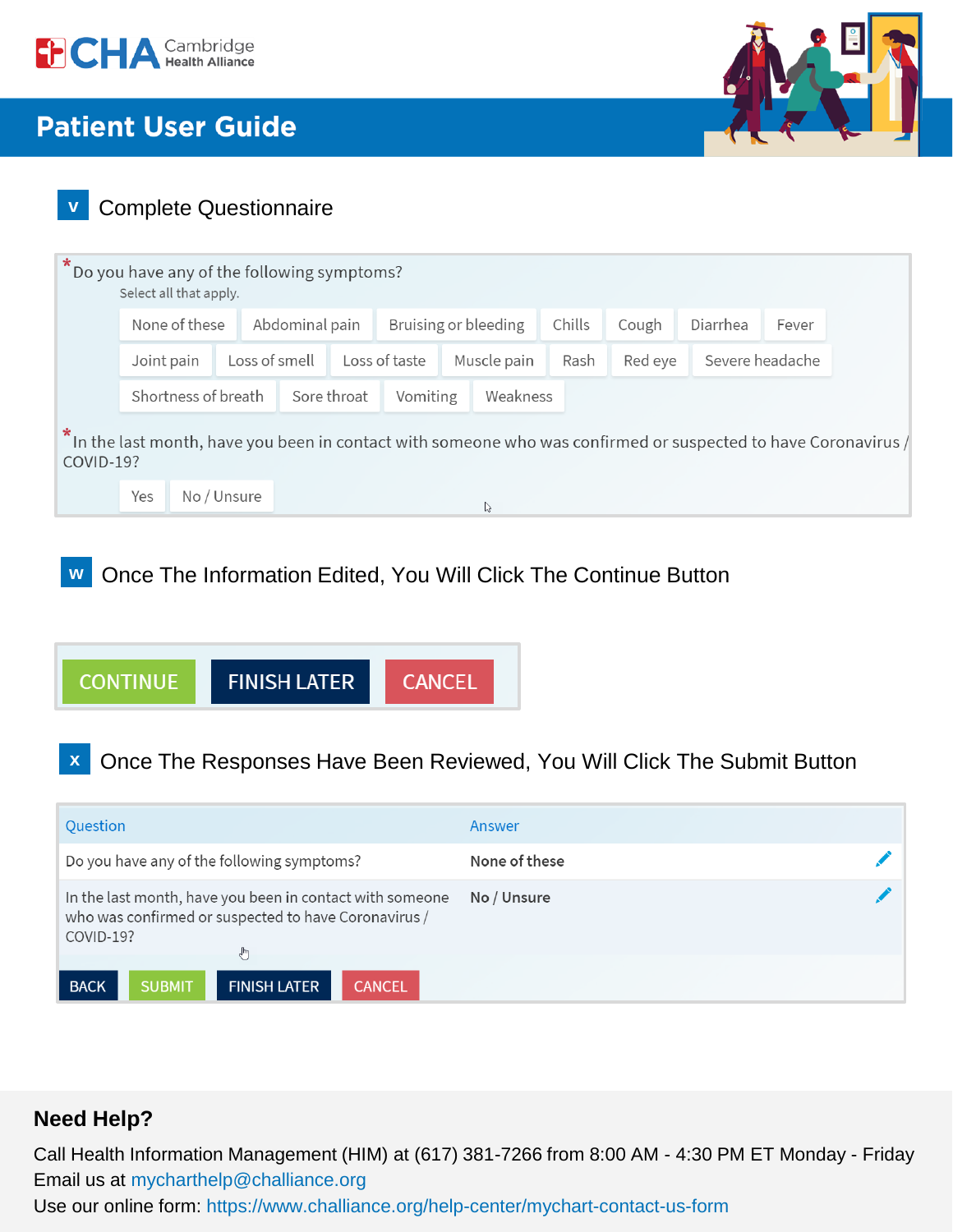# Patient User Guide

**v** Complete Questionnaire

*Do you have any of the following symptoms?
Select all that apply.

None of these | Abdominal pain | Bruising or bleeding | Chills | Cough | Diarrhea | Fever | Joint pain | Loss of smell | Loss of taste | Muscle pain | Rash | Red eye | Severe headache | Shortness of breath | Sore throat | Vomiting | Weakness

*In the last month, have you been in contact with someone who was confirmed or suspected to have Coronavirus / COVID-19?

Yes | No / Unsure

**w** Once The Information Edited, You Will Click The Continue Button

CONTINUE | FINISH LATER | CANCEL

**x** Once The Responses Have Been Reviewed, You Will Click The Submit Button

| Question | Answer |
|---|---|
| Do you have any of the following symptoms? | **None of these** |
| In the last month, have you been in contact with someone who was confirmed or suspected to have Coronavirus / COVID-19? | **No / Unsure** |

BACK | SUBMIT | FINISH LATER | CANCEL

## Need Help?

Call Health Information Management (HIM) at (617) 381-7266 from 8:00 AM - 4:30 PM ET Monday - Friday
Email us at mycharthelp@challiance.org
Use our online form: https://www.challiance.org/help-center/mychart-contact-us-form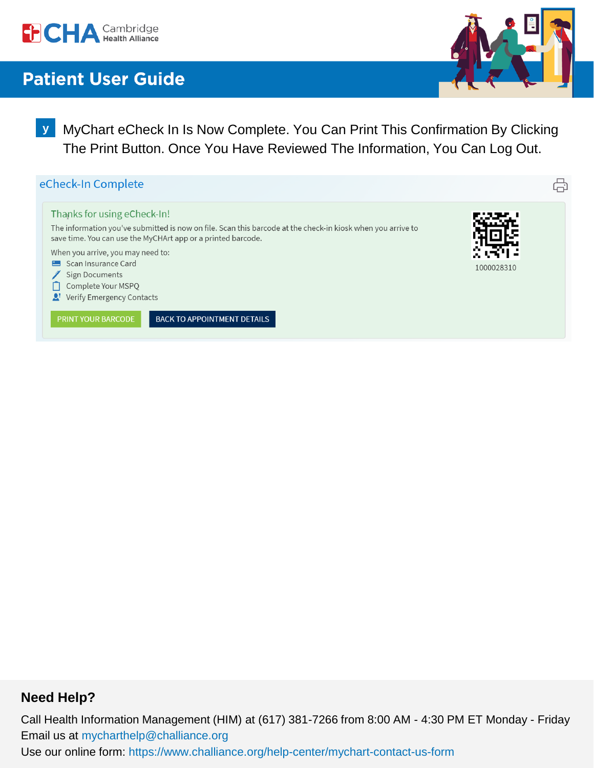# Patient User Guide

y. MyChart eCheck In Is Now Complete. You Can Print This Confirmation By Clicking The Print Button. Once You Have Reviewed The Information, You Can Log Out.

eCheck-In Complete

Thanks for using eCheck-In!

The information you've submitted is now on file. Scan this barcode at the check-in kiosk when you arrive to save time. You can use the MyCHArt app or a printed barcode.

When you arrive, you may need to:

- Scan Insurance Card
- Sign Documents
- Complete Your MSPQ
- Verify Emergency Contacts

1000028310

PRINT YOUR BARCODE | BACK TO APPOINTMENT DETAILS

## Need Help?

Call Health Information Management (HIM) at (617) 381-7266 from 8:00 AM - 4:30 PM ET Monday - Friday
Email us at mycharthelp@challiance.org
Use our online form: https://www.challiance.org/help-center/mychart-contact-us-form